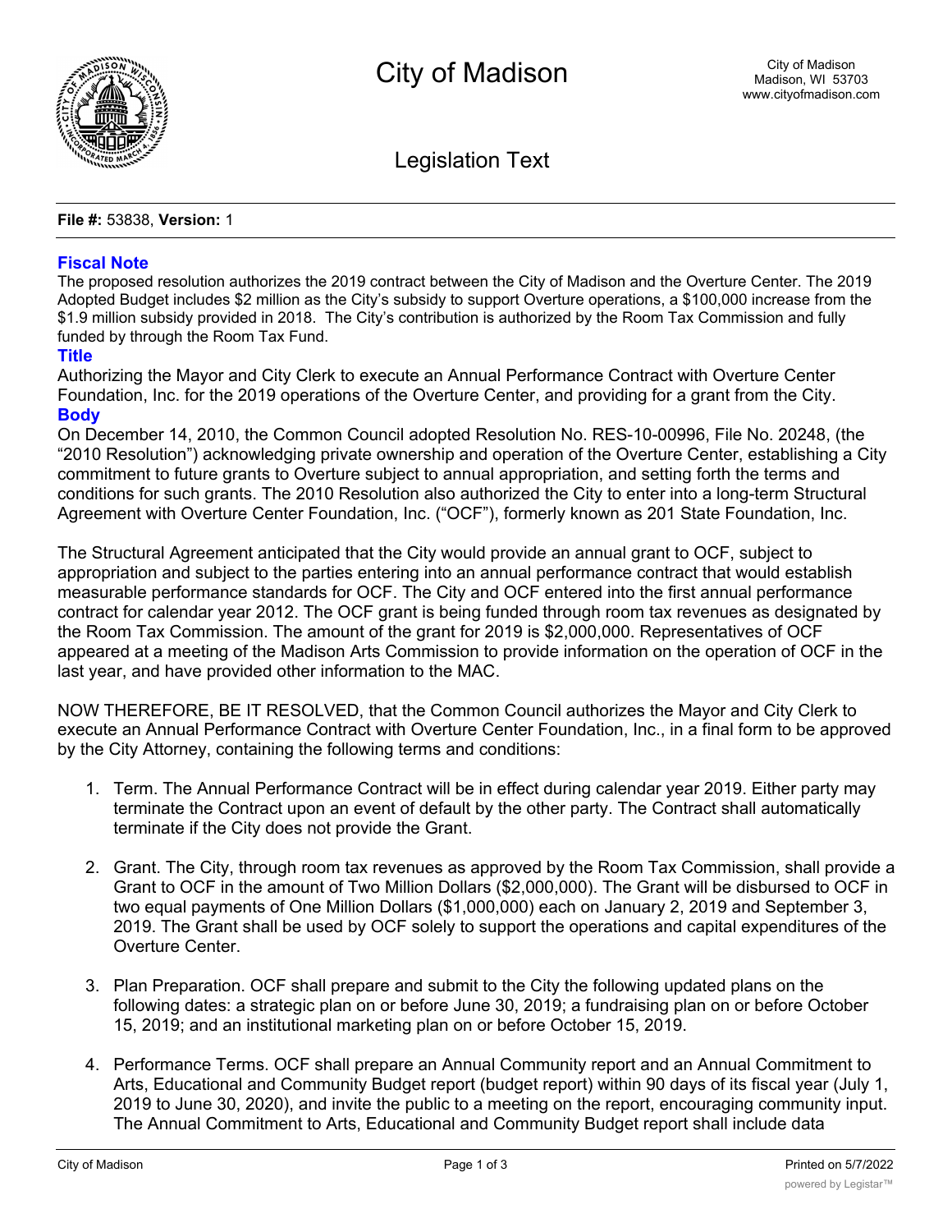# City of Madison

City of Madison
Madison, WI 53703
www.cityofmadison.com

## Legislation Text

**File #:** 53838, **Version:** 1

### Fiscal Note

The proposed resolution authorizes the 2019 contract between the City of Madison and the Overture Center. The 2019 Adopted Budget includes $2 million as the City's subsidy to support Overture operations, a $100,000 increase from the $1.9 million subsidy provided in 2018. The City's contribution is authorized by the Room Tax Commission and fully funded by through the Room Tax Fund.

### Title

Authorizing the Mayor and City Clerk to execute an Annual Performance Contract with Overture Center Foundation, Inc. for the 2019 operations of the Overture Center, and providing for a grant from the City.

### Body

On December 14, 2010, the Common Council adopted Resolution No. RES-10-00996, File No. 20248, (the "2010 Resolution") acknowledging private ownership and operation of the Overture Center, establishing a City commitment to future grants to Overture subject to annual appropriation, and setting forth the terms and conditions for such grants. The 2010 Resolution also authorized the City to enter into a long-term Structural Agreement with Overture Center Foundation, Inc. ("OCF"), formerly known as 201 State Foundation, Inc.

The Structural Agreement anticipated that the City would provide an annual grant to OCF, subject to appropriation and subject to the parties entering into an annual performance contract that would establish measurable performance standards for OCF. The City and OCF entered into the first annual performance contract for calendar year 2012. The OCF grant is being funded through room tax revenues as designated by the Room Tax Commission. The amount of the grant for 2019 is $2,000,000. Representatives of OCF appeared at a meeting of the Madison Arts Commission to provide information on the operation of OCF in the last year, and have provided other information to the MAC.

NOW THEREFORE, BE IT RESOLVED, that the Common Council authorizes the Mayor and City Clerk to execute an Annual Performance Contract with Overture Center Foundation, Inc., in a final form to be approved by the City Attorney, containing the following terms and conditions:

1. Term. The Annual Performance Contract will be in effect during calendar year 2019. Either party may terminate the Contract upon an event of default by the other party. The Contract shall automatically terminate if the City does not provide the Grant.

2. Grant. The City, through room tax revenues as approved by the Room Tax Commission, shall provide a Grant to OCF in the amount of Two Million Dollars ($2,000,000). The Grant will be disbursed to OCF in two equal payments of One Million Dollars ($1,000,000) each on January 2, 2019 and September 3, 2019. The Grant shall be used by OCF solely to support the operations and capital expenditures of the Overture Center.

3. Plan Preparation. OCF shall prepare and submit to the City the following updated plans on the following dates: a strategic plan on or before June 30, 2019; a fundraising plan on or before October 15, 2019; and an institutional marketing plan on or before October 15, 2019.

4. Performance Terms. OCF shall prepare an Annual Community report and an Annual Commitment to Arts, Educational and Community Budget report (budget report) within 90 days of its fiscal year (July 1, 2019 to June 30, 2020), and invite the public to a meeting on the report, encouraging community input. The Annual Commitment to Arts, Educational and Community Budget report shall include data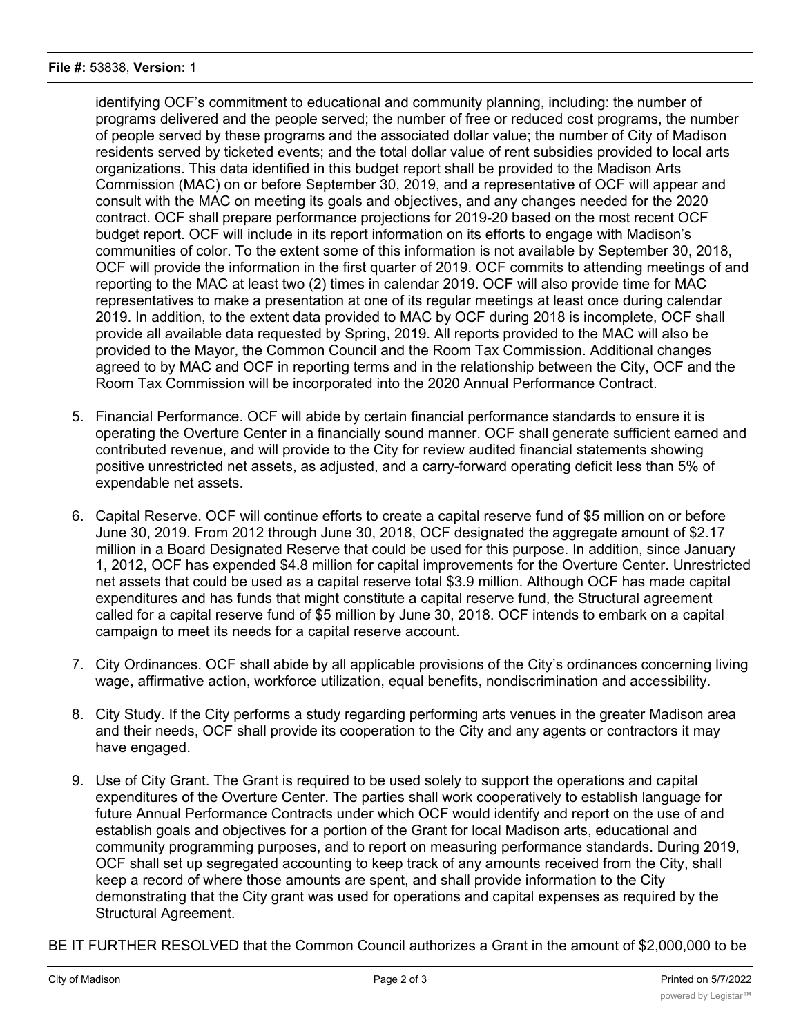identifying OCF's commitment to educational and community planning, including: the number of programs delivered and the people served; the number of free or reduced cost programs, the number of people served by these programs and the associated dollar value; the number of City of Madison residents served by ticketed events; and the total dollar value of rent subsidies provided to local arts organizations. This data identified in this budget report shall be provided to the Madison Arts Commission (MAC) on or before September 30, 2019, and a representative of OCF will appear and consult with the MAC on meeting its goals and objectives, and any changes needed for the 2020 contract. OCF shall prepare performance projections for 2019-20 based on the most recent OCF budget report. OCF will include in its report information on its efforts to engage with Madison's communities of color. To the extent some of this information is not available by September 30, 2018, OCF will provide the information in the first quarter of 2019. OCF commits to attending meetings of and reporting to the MAC at least two (2) times in calendar 2019. OCF will also provide time for MAC representatives to make a presentation at one of its regular meetings at least once during calendar 2019. In addition, to the extent data provided to MAC by OCF during 2018 is incomplete, OCF shall provide all available data requested by Spring, 2019. All reports provided to the MAC will also be provided to the Mayor, the Common Council and the Room Tax Commission. Additional changes agreed to by MAC and OCF in reporting terms and in the relationship between the City, OCF and the Room Tax Commission will be incorporated into the 2020 Annual Performance Contract.

5. Financial Performance. OCF will abide by certain financial performance standards to ensure it is operating the Overture Center in a financially sound manner. OCF shall generate sufficient earned and contributed revenue, and will provide to the City for review audited financial statements showing positive unrestricted net assets, as adjusted, and a carry-forward operating deficit less than 5% of expendable net assets.

6. Capital Reserve. OCF will continue efforts to create a capital reserve fund of $5 million on or before June 30, 2019. From 2012 through June 30, 2018, OCF designated the aggregate amount of $2.17 million in a Board Designated Reserve that could be used for this purpose. In addition, since January 1, 2012, OCF has expended $4.8 million for capital improvements for the Overture Center. Unrestricted net assets that could be used as a capital reserve total $3.9 million. Although OCF has made capital expenditures and has funds that might constitute a capital reserve fund, the Structural agreement called for a capital reserve fund of $5 million by June 30, 2018. OCF intends to embark on a capital campaign to meet its needs for a capital reserve account.

7. City Ordinances. OCF shall abide by all applicable provisions of the City's ordinances concerning living wage, affirmative action, workforce utilization, equal benefits, nondiscrimination and accessibility.

8. City Study. If the City performs a study regarding performing arts venues in the greater Madison area and their needs, OCF shall provide its cooperation to the City and any agents or contractors it may have engaged.

9. Use of City Grant. The Grant is required to be used solely to support the operations and capital expenditures of the Overture Center. The parties shall work cooperatively to establish language for future Annual Performance Contracts under which OCF would identify and report on the use of and establish goals and objectives for a portion of the Grant for local Madison arts, educational and community programming purposes, and to report on measuring performance standards. During 2019, OCF shall set up segregated accounting to keep track of any amounts received from the City, shall keep a record of where those amounts are spent, and shall provide information to the City demonstrating that the City grant was used for operations and capital expenses as required by the Structural Agreement.

BE IT FURTHER RESOLVED that the Common Council authorizes a Grant in the amount of $2,000,000 to be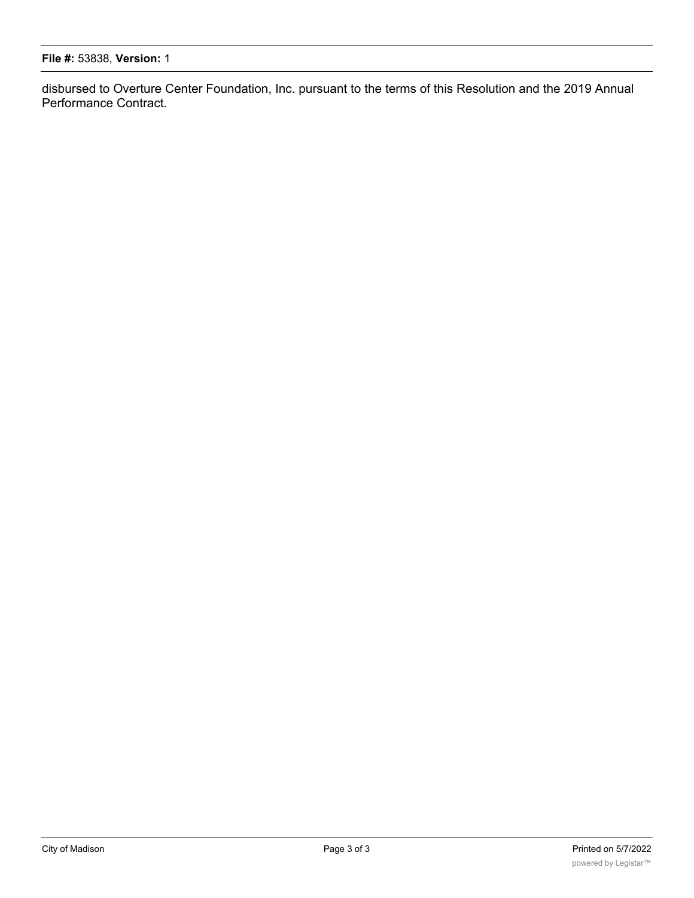disbursed to Overture Center Foundation, Inc. pursuant to the terms of this Resolution and the 2019 Annual Performance Contract.